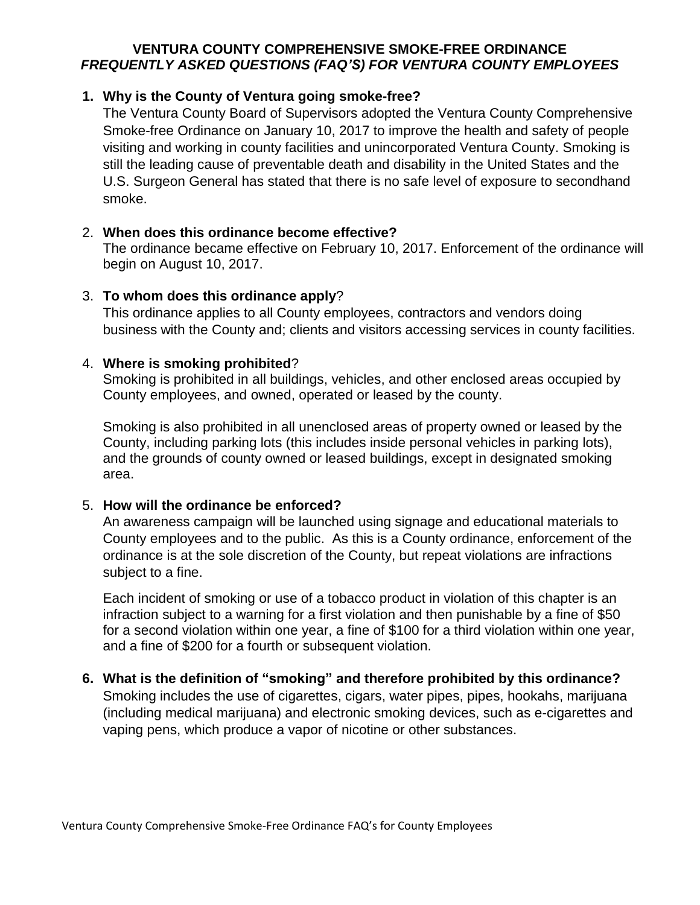# VENTURA COUNTY COMPREHENSIVE SMOKE-FREE ORDINANCE

## *FREQUENTLY ASKED QUESTIONS (FAQ'S) FOR VENTURA COUNTY EMPLOYEES*

1. **Why is the County of Ventura going smoke-free?**

   The Ventura County Board of Supervisors adopted the Ventura County Comprehensive Smoke-free Ordinance on January 10, 2017 to improve the health and safety of people visiting and working in county facilities and unincorporated Ventura County. Smoking is still the leading cause of preventable death and disability in the United States and the U.S. Surgeon General has stated that there is no safe level of exposure to secondhand smoke.

2. **When does this ordinance become effective?**

   The ordinance became effective on February 10, 2017. Enforcement of the ordinance will begin on August 10, 2017.

3. **To whom does this ordinance apply**?

   This ordinance applies to all County employees, contractors and vendors doing business with the County and; clients and visitors accessing services in county facilities.

4. **Where is smoking prohibited**?

   Smoking is prohibited in all buildings, vehicles, and other enclosed areas occupied by County employees, and owned, operated or leased by the county.

   Smoking is also prohibited in all unenclosed areas of property owned or leased by the County, including parking lots (this includes inside personal vehicles in parking lots), and the grounds of county owned or leased buildings, except in designated smoking area.

5. **How will the ordinance be enforced?**

   An awareness campaign will be launched using signage and educational materials to County employees and to the public. As this is a County ordinance, enforcement of the ordinance is at the sole discretion of the County, but repeat violations are infractions subject to a fine.

   Each incident of smoking or use of a tobacco product in violation of this chapter is an infraction subject to a warning for a first violation and then punishable by a fine of $50 for a second violation within one year, a fine of $100 for a third violation within one year, and a fine of $200 for a fourth or subsequent violation.

6. **What is the definition of "smoking" and therefore prohibited by this ordinance?**

   Smoking includes the use of cigarettes, cigars, water pipes, pipes, hookahs, marijuana (including medical marijuana) and electronic smoking devices, such as e-cigarettes and vaping pens, which produce a vapor of nicotine or other substances.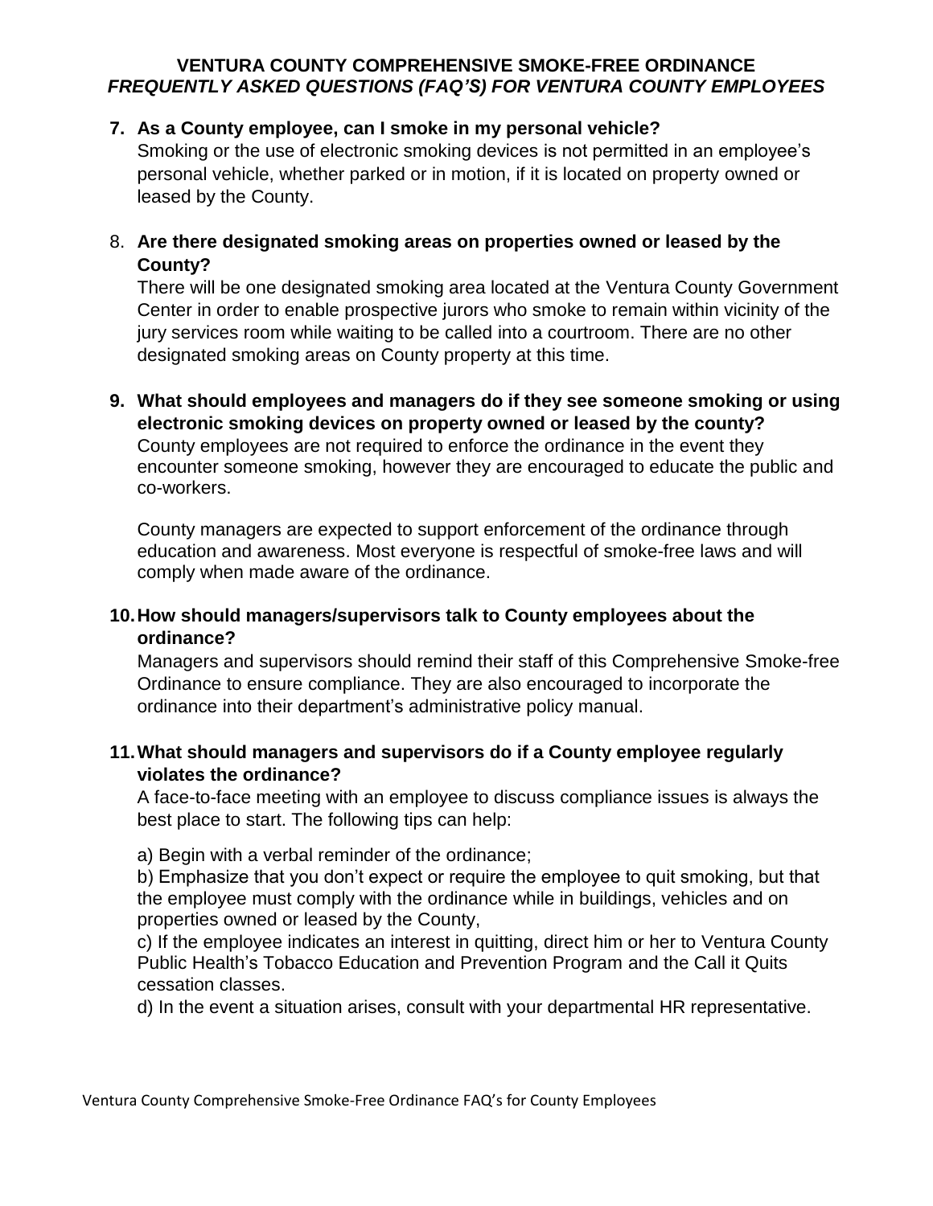**7. As a County employee, can I smoke in my personal vehicle?**

Smoking or the use of electronic smoking devices is not permitted in an employee's personal vehicle, whether parked or in motion, if it is located on property owned or leased by the County.

8. **Are there designated smoking areas on properties owned or leased by the County?**

There will be one designated smoking area located at the Ventura County Government Center in order to enable prospective jurors who smoke to remain within vicinity of the jury services room while waiting to be called into a courtroom. There are no other designated smoking areas on County property at this time.

**9. What should employees and managers do if they see someone smoking or using electronic smoking devices on property owned or leased by the county?**

County employees are not required to enforce the ordinance in the event they encounter someone smoking, however they are encouraged to educate the public and co-workers.

County managers are expected to support enforcement of the ordinance through education and awareness. Most everyone is respectful of smoke-free laws and will comply when made aware of the ordinance.

**10. How should managers/supervisors talk to County employees about the ordinance?**

Managers and supervisors should remind their staff of this Comprehensive Smoke-free Ordinance to ensure compliance. They are also encouraged to incorporate the ordinance into their department's administrative policy manual.

**11. What should managers and supervisors do if a County employee regularly violates the ordinance?**

A face-to-face meeting with an employee to discuss compliance issues is always the best place to start. The following tips can help:

a) Begin with a verbal reminder of the ordinance;
b) Emphasize that you don't expect or require the employee to quit smoking, but that the employee must comply with the ordinance while in buildings, vehicles and on properties owned or leased by the County,
c) If the employee indicates an interest in quitting, direct him or her to Ventura County Public Health's Tobacco Education and Prevention Program and the Call it Quits cessation classes.
d) In the event a situation arises, consult with your departmental HR representative.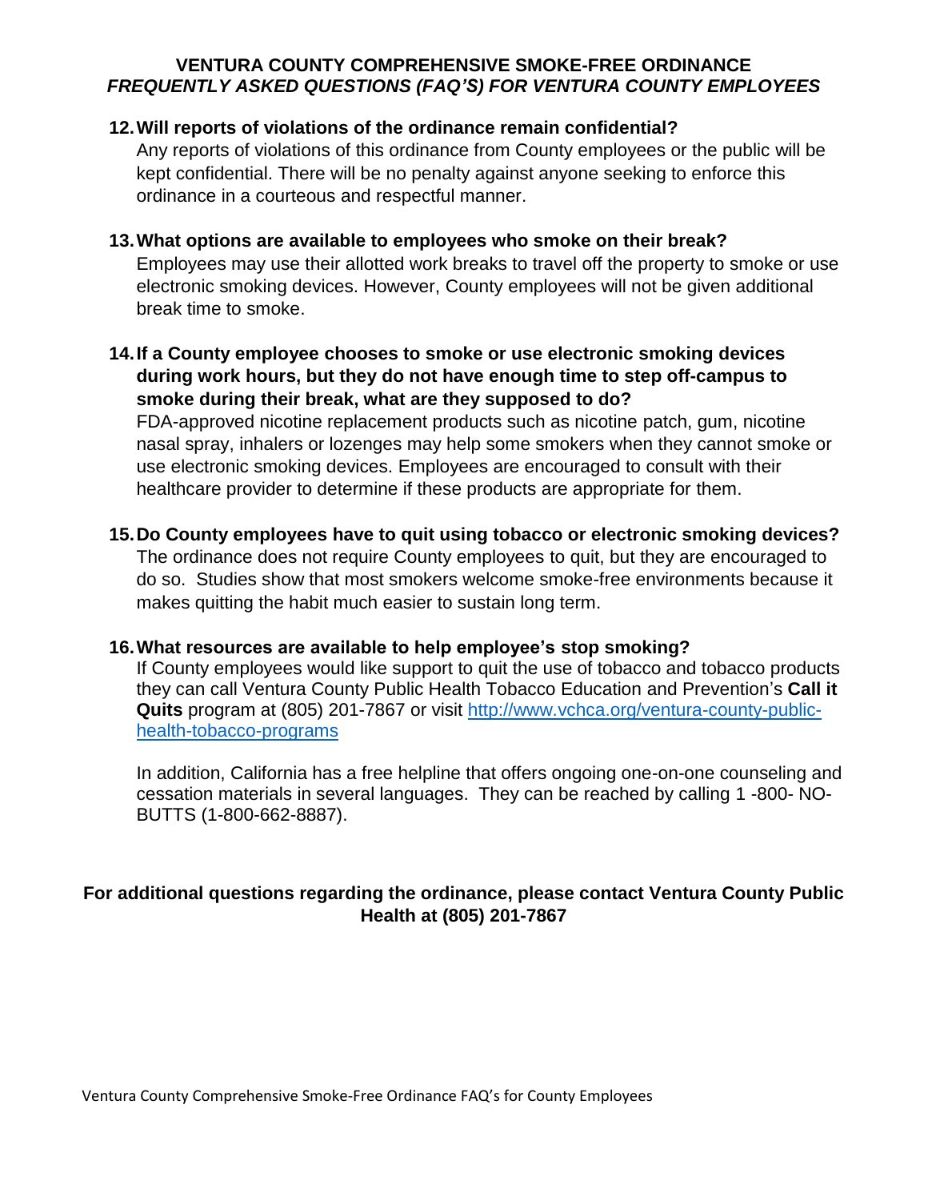**VENTURA COUNTY COMPREHENSIVE SMOKE-FREE ORDINANCE**
***FREQUENTLY ASKED QUESTIONS (FAQ'S) FOR VENTURA COUNTY EMPLOYEES***

**12. Will reports of violations of the ordinance remain confidential?**

Any reports of violations of this ordinance from County employees or the public will be kept confidential. There will be no penalty against anyone seeking to enforce this ordinance in a courteous and respectful manner.

**13. What options are available to employees who smoke on their break?**

Employees may use their allotted work breaks to travel off the property to smoke or use electronic smoking devices. However, County employees will not be given additional break time to smoke.

**14. If a County employee chooses to smoke or use electronic smoking devices during work hours, but they do not have enough time to step off-campus to smoke during their break, what are they supposed to do?**

FDA-approved nicotine replacement products such as nicotine patch, gum, nicotine nasal spray, inhalers or lozenges may help some smokers when they cannot smoke or use electronic smoking devices. Employees are encouraged to consult with their healthcare provider to determine if these products are appropriate for them.

**15. Do County employees have to quit using tobacco or electronic smoking devices?**

The ordinance does not require County employees to quit, but they are encouraged to do so. Studies show that most smokers welcome smoke-free environments because it makes quitting the habit much easier to sustain long term.

**16. What resources are available to help employee's stop smoking?**

If County employees would like support to quit the use of tobacco and tobacco products they can call Ventura County Public Health Tobacco Education and Prevention's **Call it Quits** program at (805) 201-7867 or visit [http://www.vchca.org/ventura-county-public-health-tobacco-programs](http://www.vchca.org/ventura-county-public-health-tobacco-programs)

In addition, California has a free helpline that offers ongoing one-on-one counseling and cessation materials in several languages. They can be reached by calling 1 -800- NO-BUTTS (1-800-662-8887).

**For additional questions regarding the ordinance, please contact Ventura County Public Health at (805) 201-7867**